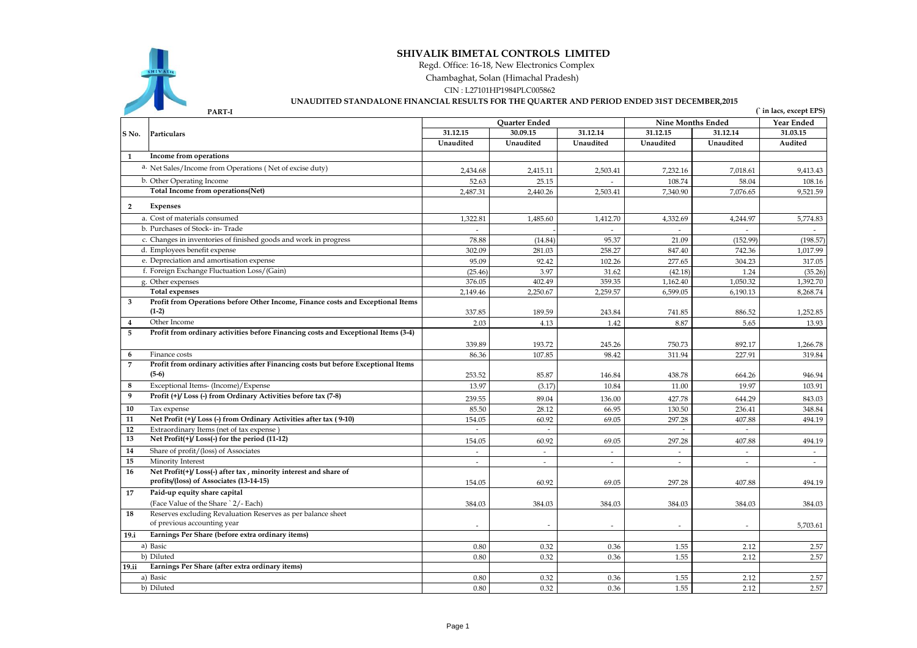# SHIVALIK BIMETAL CONTROLS LIMITED

Regd. Office: 16-18, New Electronics Complex

Chambaghat, Solan (Himachal Pradesh)

CIN : L27101HP1984PLC005862

**UNAUDITED STANDALONE FINANCIAL RESULTS FOR THE QUARTER AND PERIOD ENDED 31ST DECEMBER,2015**

**PART-I** (` in lacs, except EPS)

| S No. | Particulars | Quarter Ended | | | Nine Months Ended | | Year Ended |
|---|---|---|---|---|---|---|---|
| | | 31.12.15 | 30.09.15 | 31.12.14 | 31.12.15 | 31.12.14 | 31.03.15 |
| | | Unaudited | Unaudited | Unaudited | Unaudited | Unaudited | Audited |
| 1 | **Income from operations** | | | | | | |
| | a. Net Sales/Income from Operations ( Net of excise duty) | 2,434.68 | 2,415.11 | 2,503.41 | 7,232.16 | 7,018.61 | 9,413.43 |
| | b. Other Operating Income | 52.63 | 25.15 | - | 108.74 | 58.04 | 108.16 |
| | **Total Income from operations(Net)** | 2,487.31 | 2,440.26 | 2,503.41 | 7,340.90 | 7,076.65 | 9,521.59 |
| 2 | **Expenses** | | | | | | |
| | a. Cost of materials consumed | 1,322.81 | 1,485.60 | 1,412.70 | 4,332.69 | 4,244.97 | 5,774.83 |
| | b. Purchases of Stock- in- Trade | - | - | - | - | - | - |
| | c. Changes in inventories of finished goods and work in progress | 78.88 | (14.84) | 95.37 | 21.09 | (152.99) | (198.57) |
| | d. Employees benefit expense | 302.09 | 281.03 | 258.27 | 847.40 | 742.36 | 1,017.99 |
| | e. Depreciation and amortisation expense | 95.09 | 92.42 | 102.26 | 277.65 | 304.23 | 317.05 |
| | f. Foreign Exchange Fluctuation Loss/(Gain) | (25.46) | 3.97 | 31.62 | (42.18) | 1.24 | (35.26) |
| | g. Other expenses | 376.05 | 402.49 | 359.35 | 1,162.40 | 1,050.32 | 1,392.70 |
| | **Total expenses** | 2,149.46 | 2,250.67 | 2,259.57 | 6,599.05 | 6,190.13 | 8,268.74 |
| 3 | **Profit from Operations before Other Income, Finance costs and Exceptional Items (1-2)** | 337.85 | 189.59 | 243.84 | 741.85 | 886.52 | 1,252.85 |
| 4 | Other Income | 2.03 | 4.13 | 1.42 | 8.87 | 5.65 | 13.93 |
| 5 | **Profit from ordinary activities before Financing costs and Exceptional Items (3-4)** | 339.89 | 193.72 | 245.26 | 750.73 | 892.17 | 1,266.78 |
| 6 | Finance costs | 86.36 | 107.85 | 98.42 | 311.94 | 227.91 | 319.84 |
| 7 | **Profit from ordinary activities after Financing costs but before Exceptional Items (5-6)** | 253.52 | 85.87 | 146.84 | 438.78 | 664.26 | 946.94 |
| 8 | Exceptional Items- (Income)/Expense | 13.97 | (3.17) | 10.84 | 11.00 | 19.97 | 103.91 |
| 9 | **Profit (+)/ Loss (-) from Ordinary Activities before tax (7-8)** | 239.55 | 89.04 | 136.00 | 427.78 | 644.29 | 843.03 |
| 10 | Tax expense | 85.50 | 28.12 | 66.95 | 130.50 | 236.41 | 348.84 |
| 11 | **Net Profit (+)/ Loss (-) from Ordinary Activities after tax ( 9-10)** | 154.05 | 60.92 | 69.05 | 297.28 | 407.88 | 494.19 |
| 12 | Extraordinary Items (net of tax expense ) | - | - | | - | - | |
| 13 | **Net Profit(+)/ Loss(-) for the period (11-12)** | 154.05 | 60.92 | 69.05 | 297.28 | 407.88 | 494.19 |
| 14 | Share of profit/(loss) of Associates | - | - | - | - | - | - |
| 15 | Minority Interest | - | - | - | - | - | - |
| 16 | **Net Profit(+)/ Loss(-) after tax , minority interest and share of profits/(loss) of Associates (13-14-15)** | 154.05 | 60.92 | 69.05 | 297.28 | 407.88 | 494.19 |
| 17 | **Paid-up equity share capital** (Face Value of the Share ` 2/- Each) | 384.03 | 384.03 | 384.03 | 384.03 | 384.03 | 384.03 |
| 18 | Reserves excluding Revaluation Reserves as per balance sheet of previous accounting year | - | - | - | - | - | 5,703.61 |
| 19.i | **Earnings Per Share (before extra ordinary items)** | | | | | | |
| | a) Basic | 0.80 | 0.32 | 0.36 | 1.55 | 2.12 | 2.57 |
| | b) Diluted | 0.80 | 0.32 | 0.36 | 1.55 | 2.12 | 2.57 |
| 19.ii | **Earnings Per Share (after extra ordinary items)** | | | | | | |
| | a) Basic | 0.80 | 0.32 | 0.36 | 1.55 | 2.12 | 2.57 |
| | b) Diluted | 0.80 | 0.32 | 0.36 | 1.55 | 2.12 | 2.57 |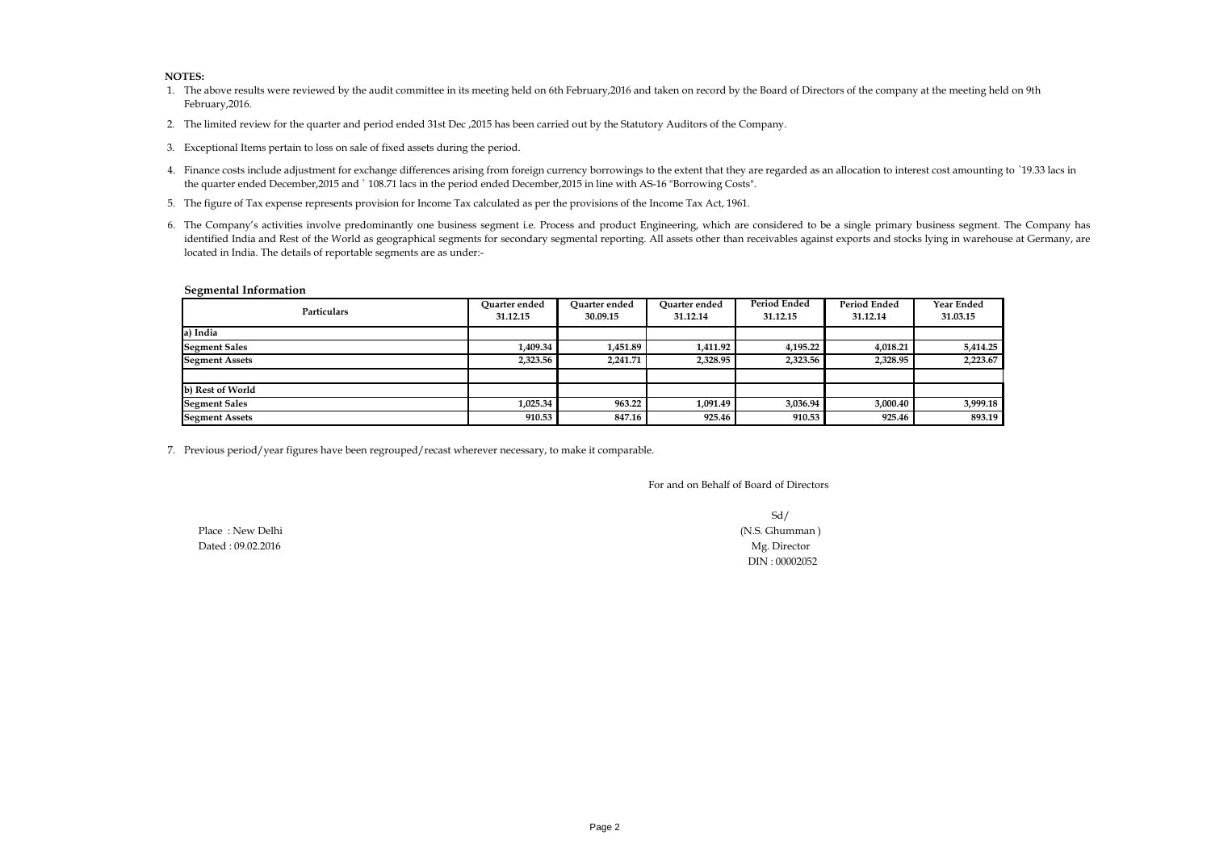**NOTES:**

1. The above results were reviewed by the audit committee in its meeting held on 6th February,2016 and taken on record by the Board of Directors of the company at the meeting held on 9th February,2016.
2. The limited review for the quarter and period ended 31st Dec ,2015 has been carried out by the Statutory Auditors of the Company.
3. Exceptional Items pertain to loss on sale of fixed assets during the period.
4. Finance costs include adjustment for exchange differences arising from foreign currency borrowings to the extent that they are regarded as an allocation to interest cost amounting to `19.33 lacs in the quarter ended December,2015 and ` 108.71 lacs in the period ended December,2015 in line with AS-16 "Borrowing Costs".
5. The figure of Tax expense represents provision for Income Tax calculated as per the provisions of the Income Tax Act, 1961.
6. The Company's activities involve predominantly one business segment i.e. Process and product Engineering, which are considered to be a single primary business segment. The Company has identified India and Rest of the World as geographical segments for secondary segmental reporting. All assets other than receivables against exports and stocks lying in warehouse at Germany, are located in India. The details of reportable segments are as under:-

**Segmental Information**

| Particulars | Quarter ended 31.12.15 | Quarter ended 30.09.15 | Quarter ended 31.12.14 | Period Ended 31.12.15 | Period Ended 31.12.14 | Year Ended 31.03.15 |
|---|---|---|---|---|---|---|
| **a) India** | | | | | | |
| **Segment Sales** | 1,409.34 | 1,451.89 | 1,411.92 | 4,195.22 | 4,018.21 | 5,414.25 |
| **Segment Assets** | 2,323.56 | 2,241.71 | 2,328.95 | 2,323.56 | 2,328.95 | 2,223.67 |
| | | | | | | |
| **b) Rest of World** | | | | | | |
| **Segment Sales** | 1,025.34 | 963.22 | 1,091.49 | 3,036.94 | 3,000.40 | 3,999.18 |
| **Segment Assets** | 910.53 | 847.16 | 925.46 | 910.53 | 925.46 | 893.19 |

7. Previous period/year figures have been regrouped/recast wherever necessary, to make it comparable.

For and on Behalf of Board of Directors

Sd/

Place : New Delhi

Dated : 09.02.2016

(N.S. Ghumman )

Mg. Director

DIN : 00002052